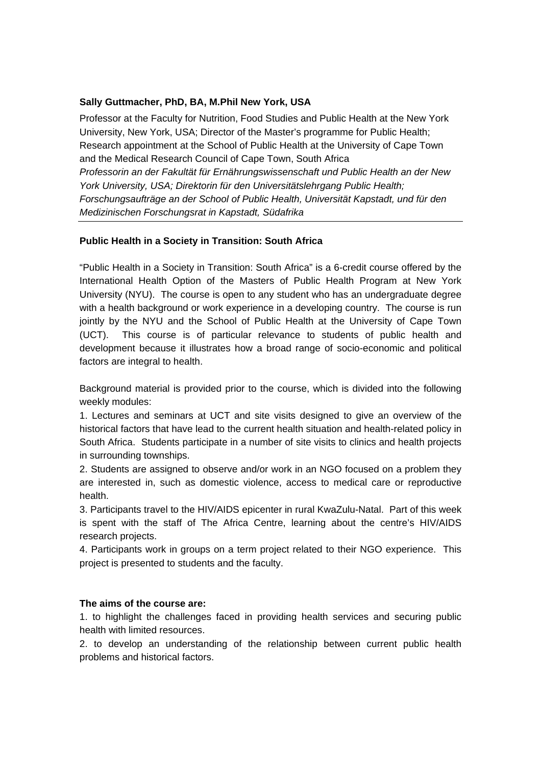**Sally Guttmacher, PhD, BA, M.Phil New York, USA**

Professor at the Faculty for Nutrition, Food Studies and Public Health at the New York University, New York, USA; Director of the Master's programme for Public Health; Research appointment at the School of Public Health at the University of Cape Town and the Medical Research Council of Cape Town, South Africa

*Professorin an der Fakultät für Ernährungswissenschaft und Public Health an der New York University, USA; Direktorin für den Universitätslehrgang Public Health; Forschungsaufträge an der School of Public Health, Universität Kapstadt, und für den Medizinischen Forschungsrat in Kapstadt, Südafrika*

---

**Public Health in a Society in Transition: South Africa**

"Public Health in a Society in Transition: South Africa" is a 6-credit course offered by the International Health Option of the Masters of Public Health Program at New York University (NYU). The course is open to any student who has an undergraduate degree with a health background or work experience in a developing country. The course is run jointly by the NYU and the School of Public Health at the University of Cape Town (UCT). This course is of particular relevance to students of public health and development because it illustrates how a broad range of socio-economic and political factors are integral to health.

Background material is provided prior to the course, which is divided into the following weekly modules:

1. Lectures and seminars at UCT and site visits designed to give an overview of the historical factors that have lead to the current health situation and health-related policy in South Africa. Students participate in a number of site visits to clinics and health projects in surrounding townships.
2. Students are assigned to observe and/or work in an NGO focused on a problem they are interested in, such as domestic violence, access to medical care or reproductive health.
3. Participants travel to the HIV/AIDS epicenter in rural KwaZulu-Natal. Part of this week is spent with the staff of The Africa Centre, learning about the centre's HIV/AIDS research projects.
4. Participants work in groups on a term project related to their NGO experience. This project is presented to students and the faculty.

**The aims of the course are:**

1. to highlight the challenges faced in providing health services and securing public health with limited resources.
2. to develop an understanding of the relationship between current public health problems and historical factors.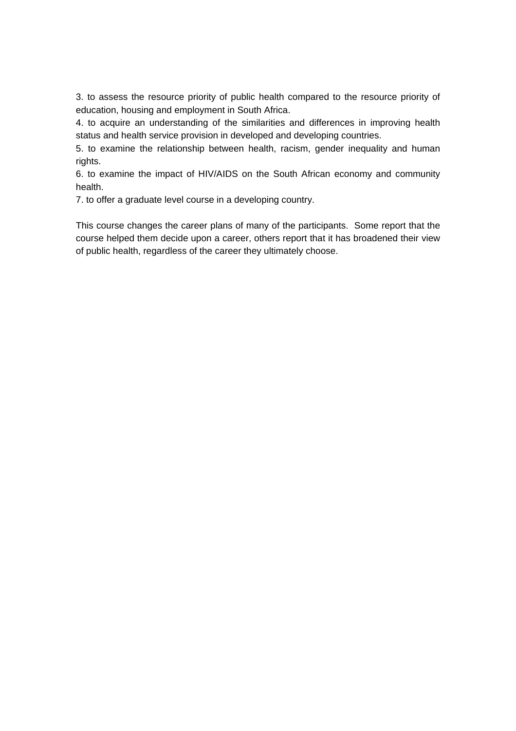3. to assess the resource priority of public health compared to the resource priority of education, housing and employment in South Africa.
4. to acquire an understanding of the similarities and differences in improving health status and health service provision in developed and developing countries.
5. to examine the relationship between health, racism, gender inequality and human rights.
6. to examine the impact of HIV/AIDS on the South African economy and community health.
7. to offer a graduate level course in a developing country.

This course changes the career plans of many of the participants. Some report that the course helped them decide upon a career, others report that it has broadened their view of public health, regardless of the career they ultimately choose.